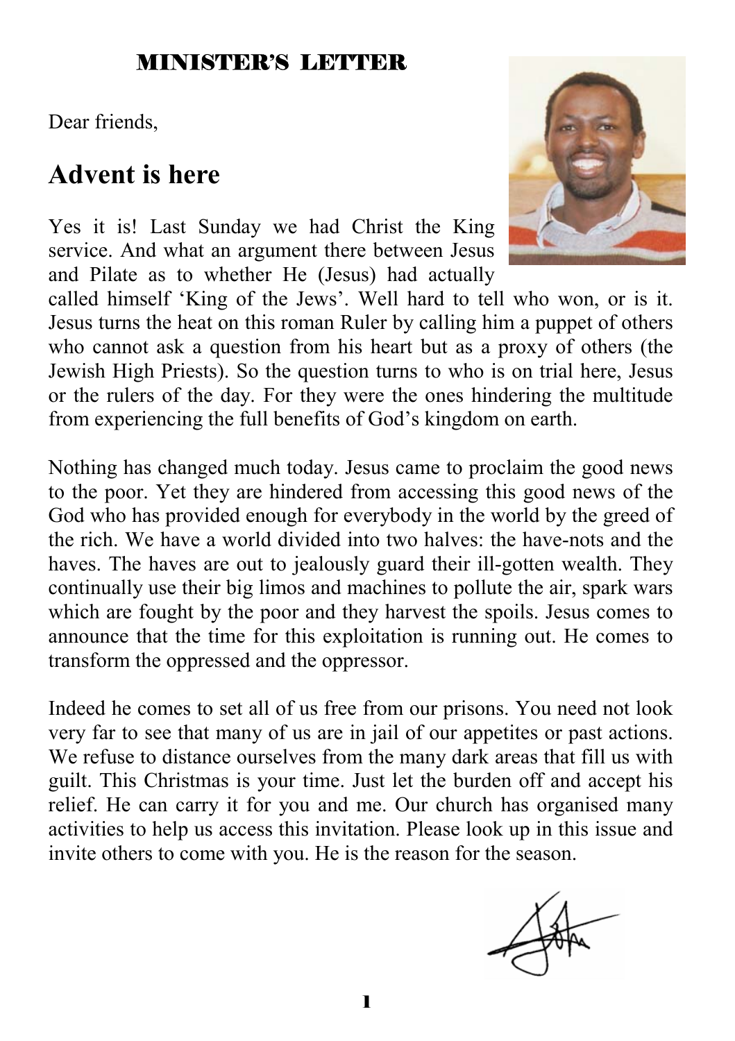## MINISTER'S LETTER

Dear friends,

# Advent is here

Yes it is! Last Sunday we had Christ the King service. And what an argument there between Jesus and Pilate as to whether He (Jesus) had actually called himself 'King of the Jews'. Well hard to tell who won, or is it. Jesus turns the heat on this roman Ruler by calling him a puppet of others who cannot ask a question from his heart but as a proxy of others (the Jewish High Priests). So the question turns to who is on trial here, Jesus or the rulers of the day. For they were the ones hindering the multitude from experiencing the full benefits of God's kingdom on earth.

Nothing has changed much today. Jesus came to proclaim the good news to the poor. Yet they are hindered from accessing this good news of the God who has provided enough for everybody in the world by the greed of the rich. We have a world divided into two halves: the have-nots and the haves. The haves are out to jealously guard their ill-gotten wealth. They continually use their big limos and machines to pollute the air, spark wars which are fought by the poor and they harvest the spoils. Jesus comes to announce that the time for this exploitation is running out. He comes to transform the oppressed and the oppressor.

Indeed he comes to set all of us free from our prisons. You need not look very far to see that many of us are in jail of our appetites or past actions. We refuse to distance ourselves from the many dark areas that fill us with guilt. This Christmas is your time. Just let the burden off and accept his relief. He can carry it for you and me. Our church has organised many activities to help us access this invitation. Please look up in this issue and invite others to come with you. He is the reason for the season.

John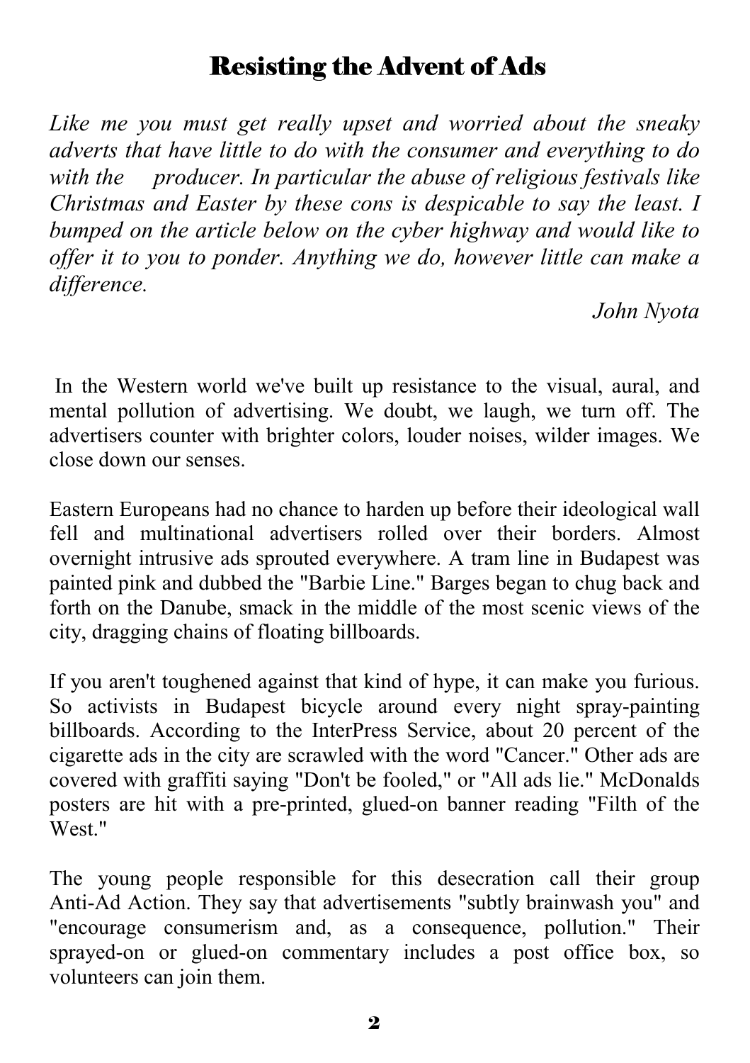# Resisting the Advent of Ads

*Like me you must get really upset and worried about the sneaky adverts that have little to do with the consumer and everything to do with the producer. In particular the abuse of religious festivals like Christmas and Easter by these cons is despicable to say the least. I bumped on the article below on the cyber highway and would like to offer it to you to ponder. Anything we do, however little can make a difference.*

*John Nyota*

In the Western world we've built up resistance to the visual, aural, and mental pollution of advertising. We doubt, we laugh, we turn off. The advertisers counter with brighter colors, louder noises, wilder images. We close down our senses.

Eastern Europeans had no chance to harden up before their ideological wall fell and multinational advertisers rolled over their borders. Almost overnight intrusive ads sprouted everywhere. A tram line in Budapest was painted pink and dubbed the "Barbie Line." Barges began to chug back and forth on the Danube, smack in the middle of the most scenic views of the city, dragging chains of floating billboards.

If you aren't toughened against that kind of hype, it can make you furious. So activists in Budapest bicycle around every night spray-painting billboards. According to the InterPress Service, about 20 percent of the cigarette ads in the city are scrawled with the word "Cancer." Other ads are covered with graffiti saying "Don't be fooled," or "All ads lie." McDonalds posters are hit with a pre-printed, glued-on banner reading "Filth of the West."

The young people responsible for this desecration call their group Anti-Ad Action. They say that advertisements "subtly brainwash you" and "encourage consumerism and, as a consequence, pollution." Their sprayed-on or glued-on commentary includes a post office box, so volunteers can join them.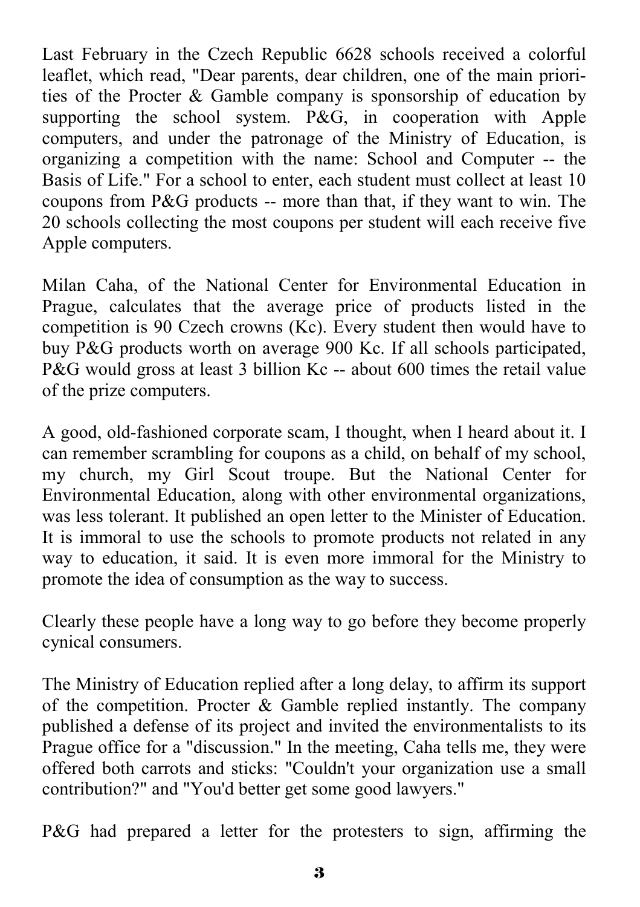Last February in the Czech Republic 6628 schools received a colorful leaflet, which read, "Dear parents, dear children, one of the main priorities of the Procter & Gamble company is sponsorship of education by supporting the school system. P&G, in cooperation with Apple computers, and under the patronage of the Ministry of Education, is organizing a competition with the name: School and Computer -- the Basis of Life." For a school to enter, each student must collect at least 10 coupons from P&G products -- more than that, if they want to win. The 20 schools collecting the most coupons per student will each receive five Apple computers.

Milan Caha, of the National Center for Environmental Education in Prague, calculates that the average price of products listed in the competition is 90 Czech crowns (Kc). Every student then would have to buy P&G products worth on average 900 Kc. If all schools participated, P&G would gross at least 3 billion Kc -- about 600 times the retail value of the prize computers.

A good, old-fashioned corporate scam, I thought, when I heard about it. I can remember scrambling for coupons as a child, on behalf of my school, my church, my Girl Scout troupe. But the National Center for Environmental Education, along with other environmental organizations, was less tolerant. It published an open letter to the Minister of Education. It is immoral to use the schools to promote products not related in any way to education, it said. It is even more immoral for the Ministry to promote the idea of consumption as the way to success.

Clearly these people have a long way to go before they become properly cynical consumers.

The Ministry of Education replied after a long delay, to affirm its support of the competition. Procter & Gamble replied instantly. The company published a defense of its project and invited the environmentalists to its Prague office for a "discussion." In the meeting, Caha tells me, they were offered both carrots and sticks: "Couldn't your organization use a small contribution?" and "You'd better get some good lawyers."

P&G had prepared a letter for the protesters to sign, affirming the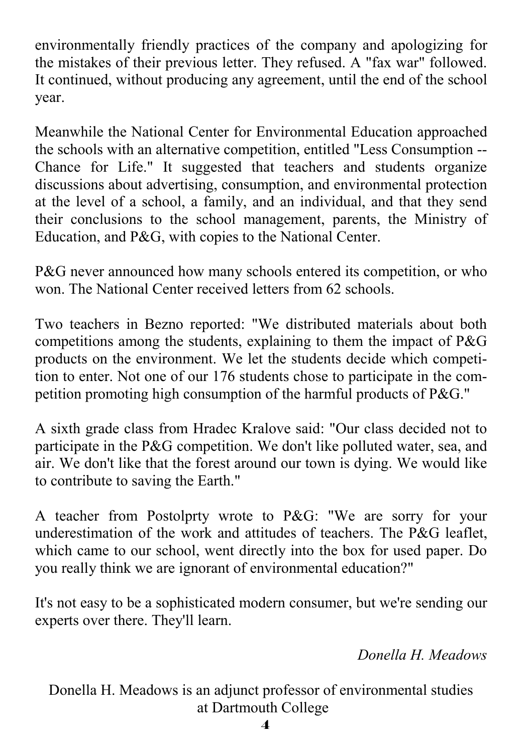environmentally friendly practices of the company and apologizing for the mistakes of their previous letter. They refused. A "fax war" followed. It continued, without producing any agreement, until the end of the school year.

Meanwhile the National Center for Environmental Education approached the schools with an alternative competition, entitled "Less Consumption -- Chance for Life." It suggested that teachers and students organize discussions about advertising, consumption, and environmental protection at the level of a school, a family, and an individual, and that they send their conclusions to the school management, parents, the Ministry of Education, and P&G, with copies to the National Center.

P&G never announced how many schools entered its competition, or who won. The National Center received letters from 62 schools.

Two teachers in Bezno reported: "We distributed materials about both competitions among the students, explaining to them the impact of P&G products on the environment. We let the students decide which competition to enter. Not one of our 176 students chose to participate in the competition promoting high consumption of the harmful products of P&G."

A sixth grade class from Hradec Kralove said: "Our class decided not to participate in the P&G competition. We don't like polluted water, sea, and air. We don't like that the forest around our town is dying. We would like to contribute to saving the Earth."

A teacher from Postolprty wrote to P&G: "We are sorry for your underestimation of the work and attitudes of teachers. The P&G leaflet, which came to our school, went directly into the box for used paper. Do you really think we are ignorant of environmental education?"

It's not easy to be a sophisticated modern consumer, but we're sending our experts over there. They'll learn.

*Donella H. Meadows*

Donella H. Meadows is an adjunct professor of environmental studies at Dartmouth College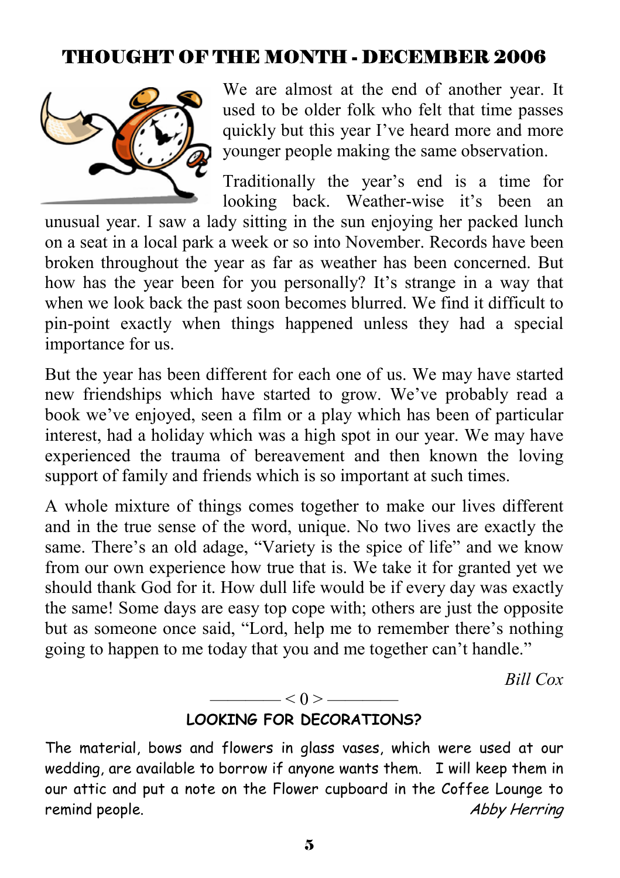## THOUGHT OF THE MONTH - DECEMBER 2006

We are almost at the end of another year. It used to be older folk who felt that time passes quickly but this year I've heard more and more younger people making the same observation.

Traditionally the year's end is a time for looking back. Weather-wise it's been an unusual year. I saw a lady sitting in the sun enjoying her packed lunch on a seat in a local park a week or so into November. Records have been broken throughout the year as far as weather has been concerned. But how has the year been for you personally? It's strange in a way that when we look back the past soon becomes blurred. We find it difficult to pin-point exactly when things happened unless they had a special importance for us.

But the year has been different for each one of us. We may have started new friendships which have started to grow. We've probably read a book we've enjoyed, seen a film or a play which has been of particular interest, had a holiday which was a high spot in our year. We may have experienced the trauma of bereavement and then known the loving support of family and friends which is so important at such times.

A whole mixture of things comes together to make our lives different and in the true sense of the word, unique. No two lives are exactly the same. There's an old adage, "Variety is the spice of life" and we know from our own experience how true that is. We take it for granted yet we should thank God for it. How dull life would be if every day was exactly the same! Some days are easy top cope with; others are just the opposite but as someone once said, "Lord, help me to remember there's nothing going to happen to me today that you and me together can't handle."

*Bill Cox*

———— < 0 > ————

**LOOKING FOR DECORATIONS?**

The material, bows and flowers in glass vases, which were used at our wedding, are available to borrow if anyone wants them. I will keep them in our attic and put a note on the Flower cupboard in the Coffee Lounge to remind people.

*Abby Herring*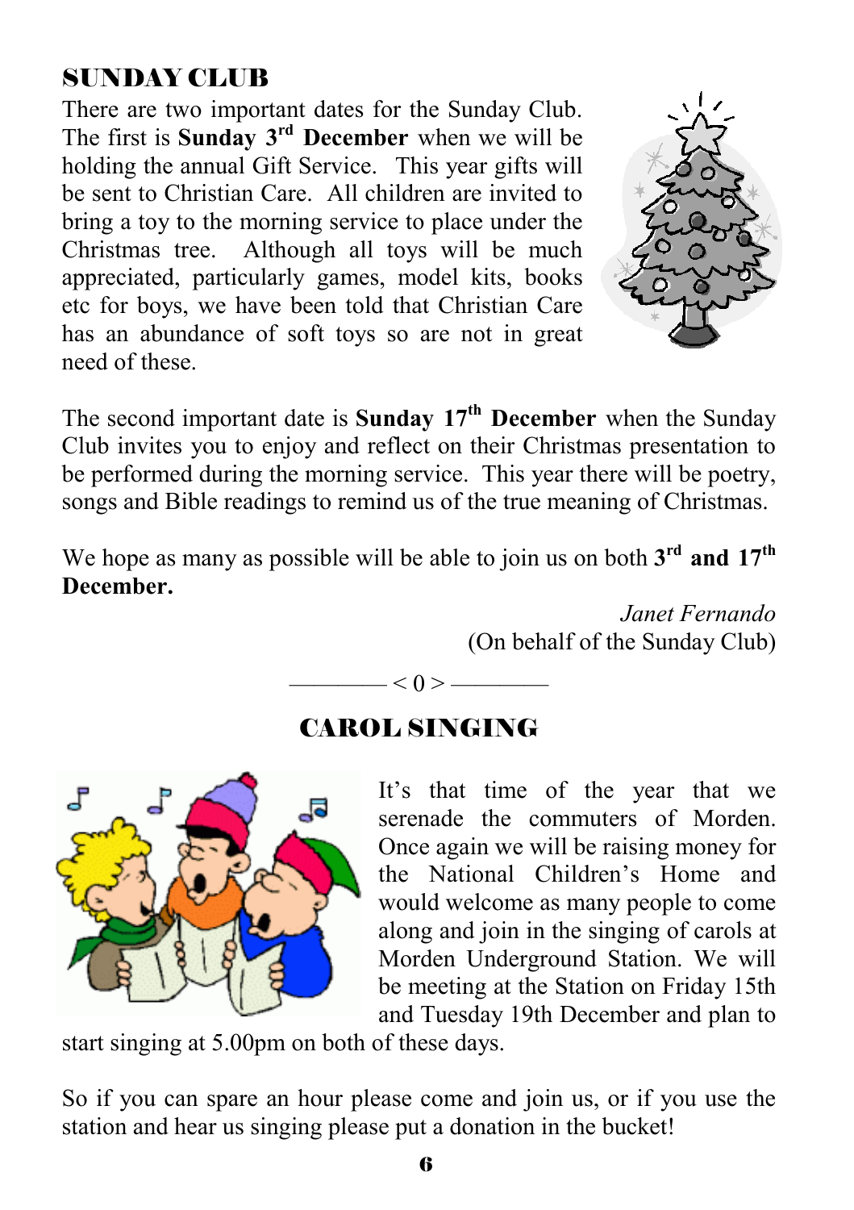## SUNDAY CLUB

There are two important dates for the Sunday Club. The first is **Sunday 3rd December** when we will be holding the annual Gift Service. This year gifts will be sent to Christian Care. All children are invited to bring a toy to the morning service to place under the Christmas tree. Although all toys will be much appreciated, particularly games, model kits, books etc for boys, we have been told that Christian Care has an abundance of soft toys so are not in great need of these.

The second important date is **Sunday 17th December** when the Sunday Club invites you to enjoy and reflect on their Christmas presentation to be performed during the morning service. This year there will be poetry, songs and Bible readings to remind us of the true meaning of Christmas.

We hope as many as possible will be able to join us on both **3rd and 17th December.**

*Janet Fernando*
(On behalf of the Sunday Club)

———— < 0 > ————

## CAROL SINGING

It's that time of the year that we serenade the commuters of Morden. Once again we will be raising money for the National Children's Home and would welcome as many people to come along and join in the singing of carols at Morden Underground Station. We will be meeting at the Station on Friday 15th and Tuesday 19th December and plan to start singing at 5.00pm on both of these days.

So if you can spare an hour please come and join us, or if you use the station and hear us singing please put a donation in the bucket!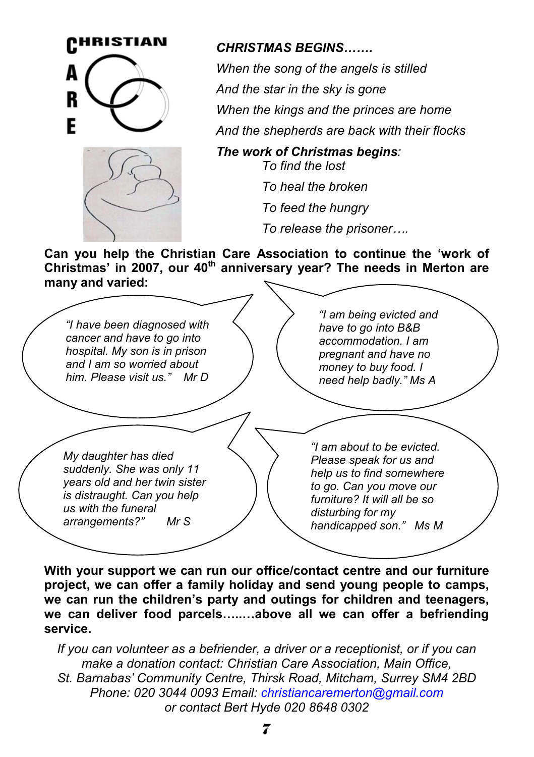CHRISTIAN
CARE

***CHRISTMAS BEGINS…….***

*When the song of the angels is stilled*
*And the star in the sky is gone*
*When the kings and the princes are home*
*And the shepherds are back with their flocks*

***The work of Christmas begins**:*

*To find the lost*
*To heal the broken*
*To feed the hungry*
*To release the prisoner….*

**Can you help the Christian Care Association to continue the 'work of Christmas' in 2007, our 40th anniversary year? The needs in Merton are many and varied:**

*"I have been diagnosed with cancer and have to go into hospital. My son is in prison and I am so worried about him. Please visit us." Mr D*

*"I am being evicted and have to go into B&B accommodation. I am pregnant and have no money to buy food. I need help badly." Ms A*

*My daughter has died suddenly. She was only 11 years old and her twin sister is distraught. Can you help us with the funeral arrangements?" Mr S*

*"I am about to be evicted. Please speak for us and help us to find somewhere to go. Can you move our furniture? It will all be so disturbing for my handicapped son." Ms M*

**With your support we can run our office/contact centre and our furniture project, we can offer a family holiday and send young people to camps, we can run the children's party and outings for children and teenagers, we can deliver food parcels…..…above all we can offer a befriending service.**

*If you can volunteer as a befriender, a driver or a receptionist, or if you can make a donation contact: Christian Care Association, Main Office, St. Barnabas' Community Centre, Thirsk Road, Mitcham, Surrey SM4 2BD Phone: 020 3044 0093 Email: christiancaremerton@gmail.com or contact Bert Hyde 020 8648 0302*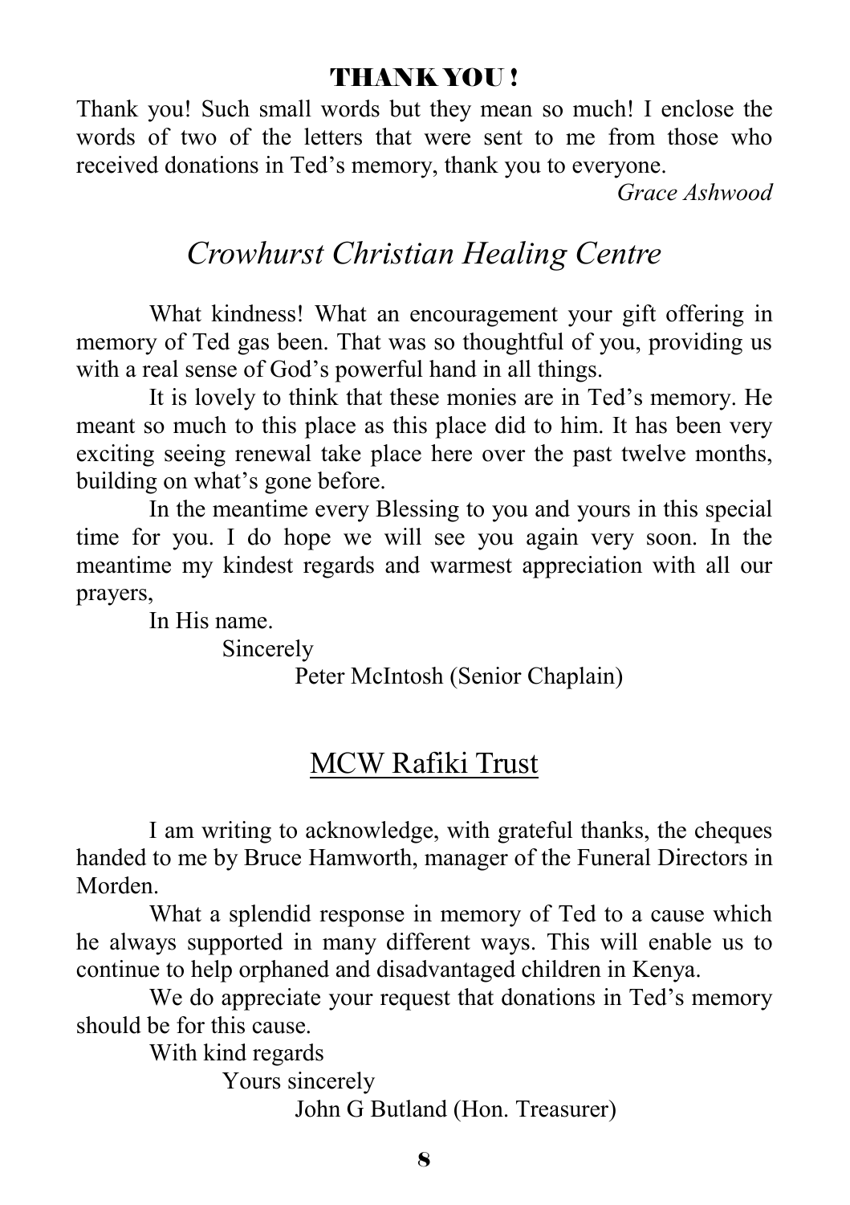# THANK YOU !

Thank you! Such small words but they mean so much! I enclose the words of two of the letters that were sent to me from those who received donations in Ted's memory, thank you to everyone.

*Grace Ashwood*

## *Crowhurst Christian Healing Centre*

What kindness! What an encouragement your gift offering in memory of Ted gas been. That was so thoughtful of you, providing us with a real sense of God's powerful hand in all things.

It is lovely to think that these monies are in Ted's memory. He meant so much to this place as this place did to him. It has been very exciting seeing renewal take place here over the past twelve months, building on what's gone before.

In the meantime every Blessing to you and yours in this special time for you. I do hope we will see you again very soon. In the meantime my kindest regards and warmest appreciation with all our prayers,

In His name.

Sincerely

Peter McIntosh (Senior Chaplain)

## MCW Rafiki Trust

I am writing to acknowledge, with grateful thanks, the cheques handed to me by Bruce Hamworth, manager of the Funeral Directors in Morden.

What a splendid response in memory of Ted to a cause which he always supported in many different ways. This will enable us to continue to help orphaned and disadvantaged children in Kenya.

We do appreciate your request that donations in Ted's memory should be for this cause.

With kind regards

Yours sincerely

John G Butland (Hon. Treasurer)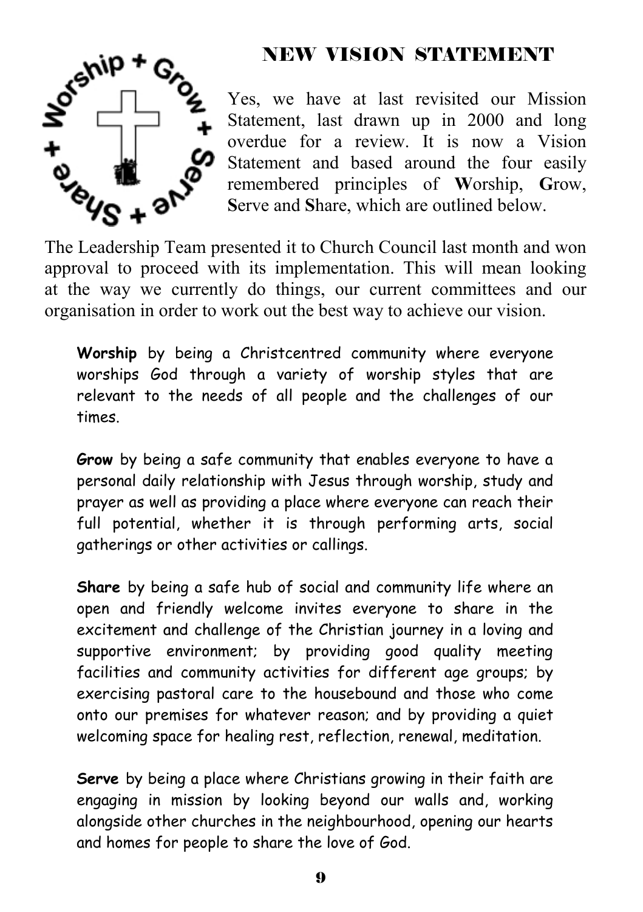## NEW VISION STATEMENT

Yes, we have at last revisited our Mission Statement, last drawn up in 2000 and long overdue for a review. It is now a Vision Statement and based around the four easily remembered principles of **W**orship, **G**row, **S**erve and **S**hare, which are outlined below.

The Leadership Team presented it to Church Council last month and won approval to proceed with its implementation. This will mean looking at the way we currently do things, our current committees and our organisation in order to work out the best way to achieve our vision.

**Worship** by being a Christcentred community where everyone worships God through a variety of worship styles that are relevant to the needs of all people and the challenges of our times.

**Grow** by being a safe community that enables everyone to have a personal daily relationship with Jesus through worship, study and prayer as well as providing a place where everyone can reach their full potential, whether it is through performing arts, social gatherings or other activities or callings.

**Share** by being a safe hub of social and community life where an open and friendly welcome invites everyone to share in the excitement and challenge of the Christian journey in a loving and supportive environment; by providing good quality meeting facilities and community activities for different age groups; by exercising pastoral care to the housebound and those who come onto our premises for whatever reason; and by providing a quiet welcoming space for healing rest, reflection, renewal, meditation.

**Serve** by being a place where Christians growing in their faith are engaging in mission by looking beyond our walls and, working alongside other churches in the neighbourhood, opening our hearts and homes for people to share the love of God.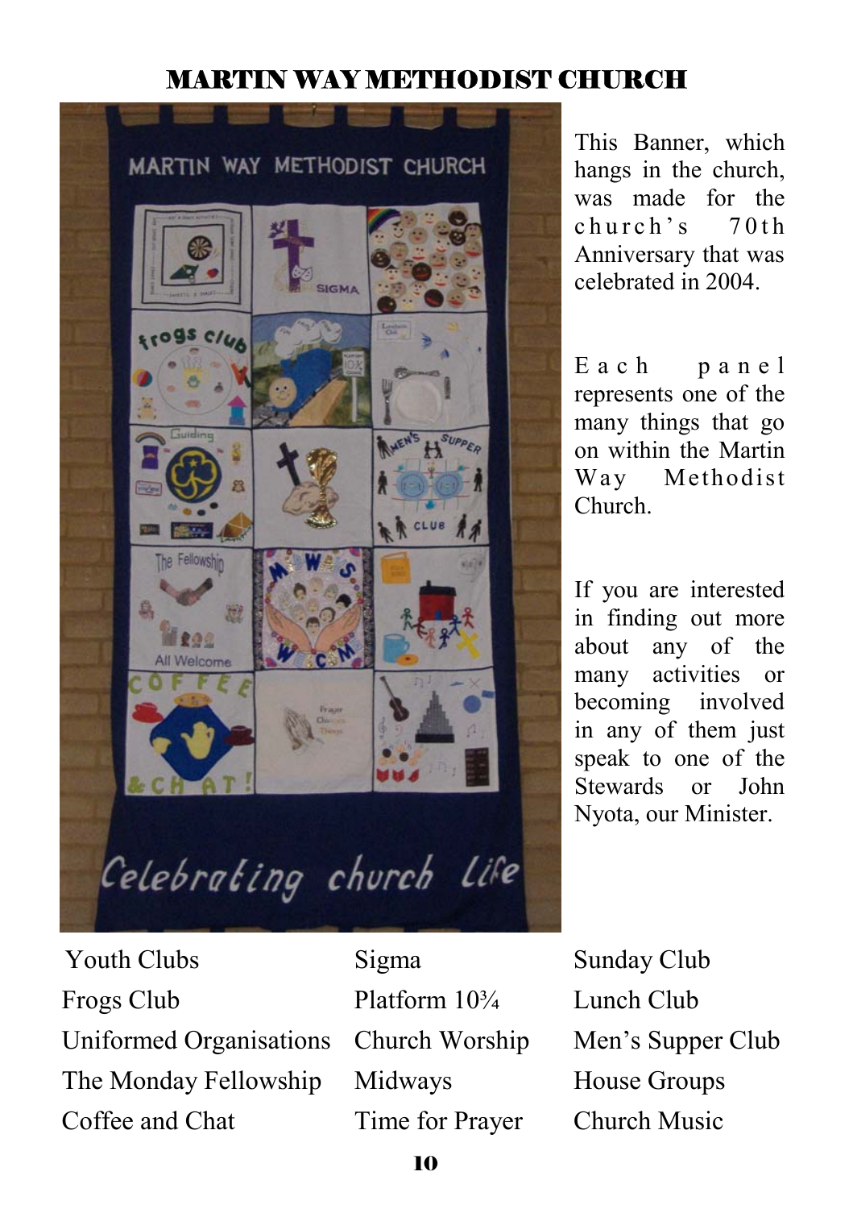## MARTIN WAY METHODIST CHURCH

This Banner, which hangs in the church, was made for the church's 70th Anniversary that was celebrated in 2004.

Each panel represents one of the many things that go on within the Martin Way Methodist Church.

If you are interested in finding out more about any of the many activities or becoming involved in any of them just speak to one of the Stewards or John Nyota, our Minister.

| | | |
|---|---|---|
| Youth Clubs | Sigma | Sunday Club |
| Frogs Club | Platform 10¾ | Lunch Club |
| Uniformed Organisations | Church Worship | Men's Supper Club |
| The Monday Fellowship | Midways | House Groups |
| Coffee and Chat | Time for Prayer | Church Music |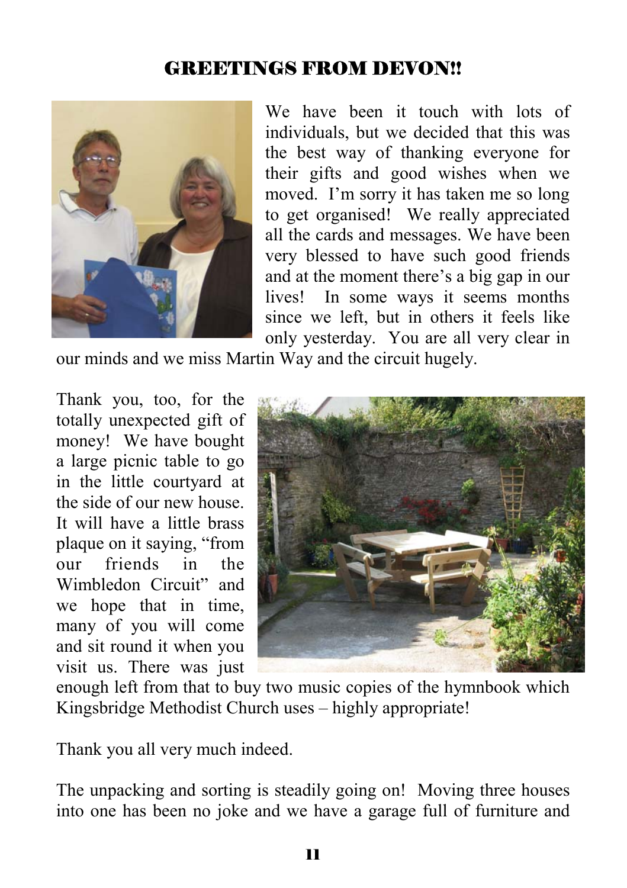## GREETINGS FROM DEVON!!

We have been it touch with lots of individuals, but we decided that this was the best way of thanking everyone for their gifts and good wishes when we moved. I'm sorry it has taken me so long to get organised! We really appreciated all the cards and messages. We have been very blessed to have such good friends and at the moment there's a big gap in our lives! In some ways it seems months since we left, but in others it feels like only yesterday. You are all very clear in our minds and we miss Martin Way and the circuit hugely.

Thank you, too, for the totally unexpected gift of money! We have bought a large picnic table to go in the little courtyard at the side of our new house. It will have a little brass plaque on it saying, "from our friends in the Wimbledon Circuit" and we hope that in time, many of you will come and sit round it when you visit us. There was just enough left from that to buy two music copies of the hymnbook which Kingsbridge Methodist Church uses – highly appropriate!

Thank you all very much indeed.

The unpacking and sorting is steadily going on! Moving three houses into one has been no joke and we have a garage full of furniture and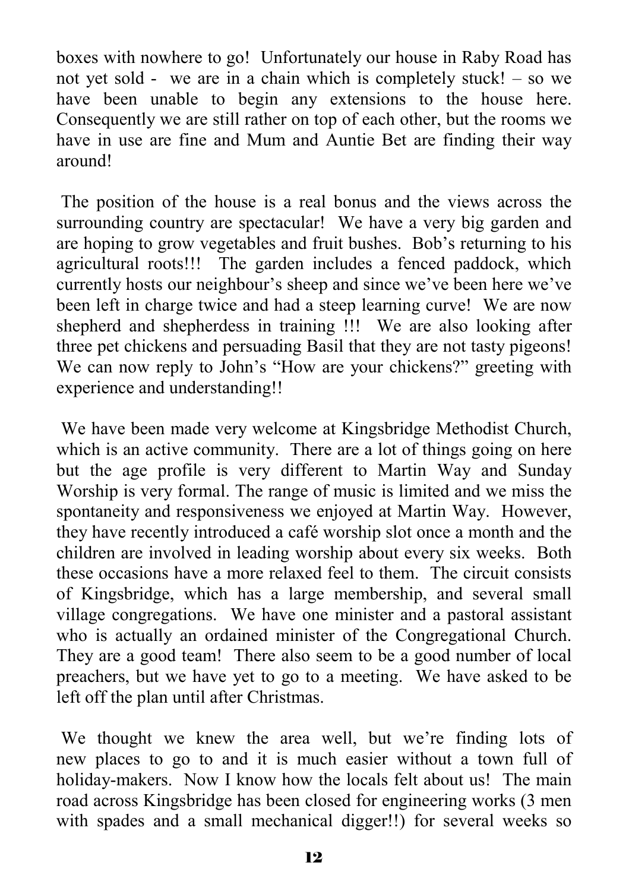boxes with nowhere to go! Unfortunately our house in Raby Road has not yet sold - we are in a chain which is completely stuck! – so we have been unable to begin any extensions to the house here. Consequently we are still rather on top of each other, but the rooms we have in use are fine and Mum and Auntie Bet are finding their way around!

The position of the house is a real bonus and the views across the surrounding country are spectacular! We have a very big garden and are hoping to grow vegetables and fruit bushes. Bob's returning to his agricultural roots!!! The garden includes a fenced paddock, which currently hosts our neighbour's sheep and since we've been here we've been left in charge twice and had a steep learning curve! We are now shepherd and shepherdess in training !!! We are also looking after three pet chickens and persuading Basil that they are not tasty pigeons! We can now reply to John's "How are your chickens?" greeting with experience and understanding!!

We have been made very welcome at Kingsbridge Methodist Church, which is an active community. There are a lot of things going on here but the age profile is very different to Martin Way and Sunday Worship is very formal. The range of music is limited and we miss the spontaneity and responsiveness we enjoyed at Martin Way. However, they have recently introduced a café worship slot once a month and the children are involved in leading worship about every six weeks. Both these occasions have a more relaxed feel to them. The circuit consists of Kingsbridge, which has a large membership, and several small village congregations. We have one minister and a pastoral assistant who is actually an ordained minister of the Congregational Church. They are a good team! There also seem to be a good number of local preachers, but we have yet to go to a meeting. We have asked to be left off the plan until after Christmas.

We thought we knew the area well, but we're finding lots of new places to go to and it is much easier without a town full of holiday-makers. Now I know how the locals felt about us! The main road across Kingsbridge has been closed for engineering works (3 men with spades and a small mechanical digger!!) for several weeks so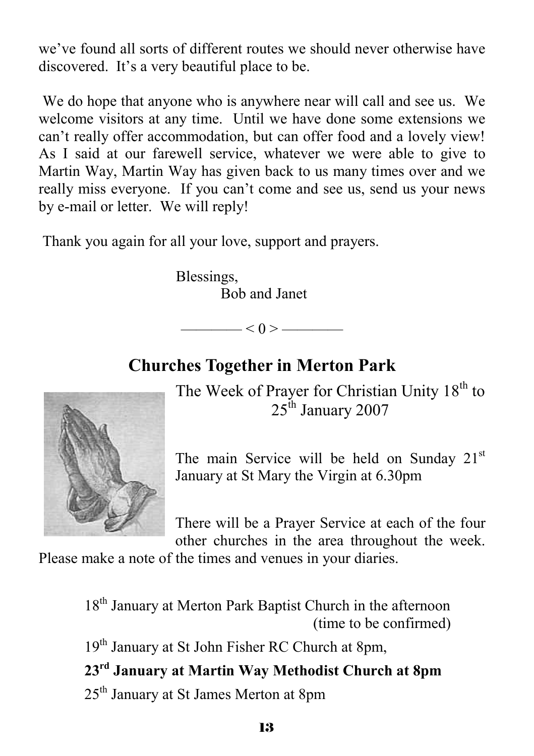we've found all sorts of different routes we should never otherwise have discovered. It's a very beautiful place to be.

We do hope that anyone who is anywhere near will call and see us. We welcome visitors at any time. Until we have done some extensions we can't really offer accommodation, but can offer food and a lovely view! As I said at our farewell service, whatever we were able to give to Martin Way, Martin Way has given back to us many times over and we really miss everyone. If you can't come and see us, send us your news by e-mail or letter. We will reply!

Thank you again for all your love, support and prayers.

Blessings,
Bob and Janet

———— < 0 > ————

## Churches Together in Merton Park

The Week of Prayer for Christian Unity 18th to 25th January 2007

The main Service will be held on Sunday 21st January at St Mary the Virgin at 6.30pm

There will be a Prayer Service at each of the four other churches in the area throughout the week. Please make a note of the times and venues in your diaries.

18th January at Merton Park Baptist Church in the afternoon (time to be confirmed)

19th January at St John Fisher RC Church at 8pm,

**23rd January at Martin Way Methodist Church at 8pm**

25th January at St James Merton at 8pm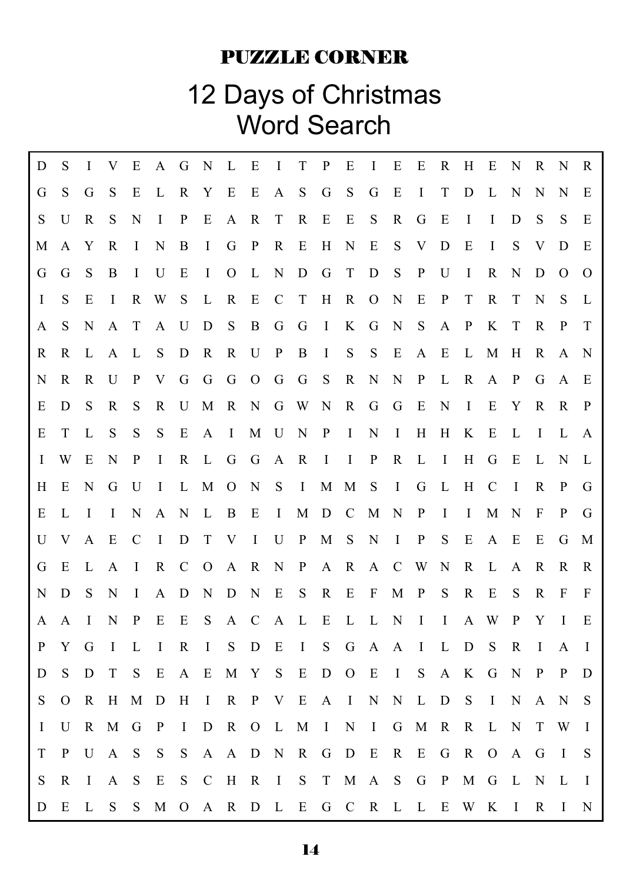## PUZZLE CORNER

# 12 Days of Christmas Word Search

```
D S I V E A G N L E I T P E I E E R H E N R N R
G S G S E L R Y E E A S G S G E I T D L N N N E
S U R S N I P E A R T R E E S R G E I I D S S E
M A Y R I N B I G P R E H N E S V D E I S V D E
G G S B I U E I O L N D G T D S P U I R N D O O
I S E I R W S L R E C T H R O N E P T R T N S L
A S N A T A U D S B G G I K G N S A P K T R P T
R R L A L S D R R U P B I S S E A E L M H R A N
N R R U P V G G G O G G S R N N P L R A P G A E
E D S R S R U M R N G W N R G G E N I E Y R R P
E T L S S S E A I M U N P I N I H H K E L I L A
I W E N P I R L G G A R I I P R L I H G E L N L
H E N G U I L M O N S I M M S I G L H C I R P G
E L I I N A N L B E I M D C M N P I I M N F P G
U V A E C I D T V I U P M S N I P S E A E E G M
G E L A I R C O A R N P A R A C W N R L A R R R
N D S N I A D N D N E S R E F M P S R E S R F F
A A I N P E E S A C A L E L L N I I A W P Y I E
P Y G I L I R I S D E I S G A A I L D S R I A I
D S D T S E A E M Y S E D O E I S A K G N P P D
S O R H M D H I R P V E A I N N L D S I N A N S
I U R M G P I D R O L M I N I G M R R L N T W I
T P U A S S S A A D N R G D E R E G R O A G I S
S R I A S E S C H R I S T M A S G P M G L N L I
D E L S S M O A R D L E G C R L L E W K I R I N
```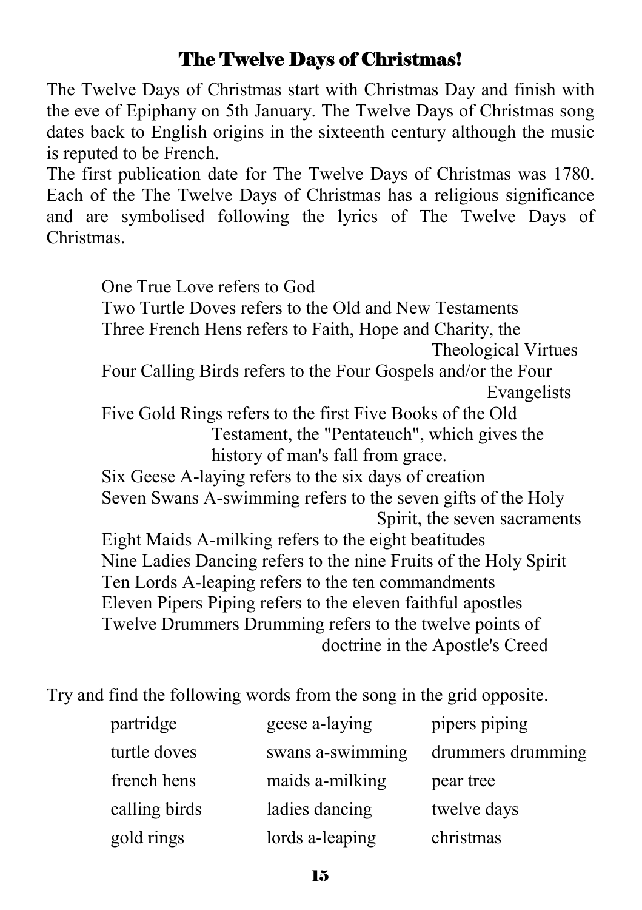# The Twelve Days of Christmas!

The Twelve Days of Christmas start with Christmas Day and finish with the eve of Epiphany on 5th January. The Twelve Days of Christmas song dates back to English origins in the sixteenth century although the music is reputed to be French.

The first publication date for The Twelve Days of Christmas was 1780. Each of the The Twelve Days of Christmas has a religious significance and are symbolised following the lyrics of The Twelve Days of Christmas.

One True Love refers to God
Two Turtle Doves refers to the Old and New Testaments
Three French Hens refers to Faith, Hope and Charity, the Theological Virtues
Four Calling Birds refers to the Four Gospels and/or the Four Evangelists
Five Gold Rings refers to the first Five Books of the Old Testament, the "Pentateuch", which gives the history of man's fall from grace.
Six Geese A-laying refers to the six days of creation
Seven Swans A-swimming refers to the seven gifts of the Holy Spirit, the seven sacraments
Eight Maids A-milking refers to the eight beatitudes
Nine Ladies Dancing refers to the nine Fruits of the Holy Spirit
Ten Lords A-leaping refers to the ten commandments
Eleven Pipers Piping refers to the eleven faithful apostles
Twelve Drummers Drumming refers to the twelve points of doctrine in the Apostle's Creed

Try and find the following words from the song in the grid opposite.

| | | |
|---|---|---|
| partridge | geese a-laying | pipers piping |
| turtle doves | swans a-swimming | drummers drumming |
| french hens | maids a-milking | pear tree |
| calling birds | ladies dancing | twelve days |
| gold rings | lords a-leaping | christmas |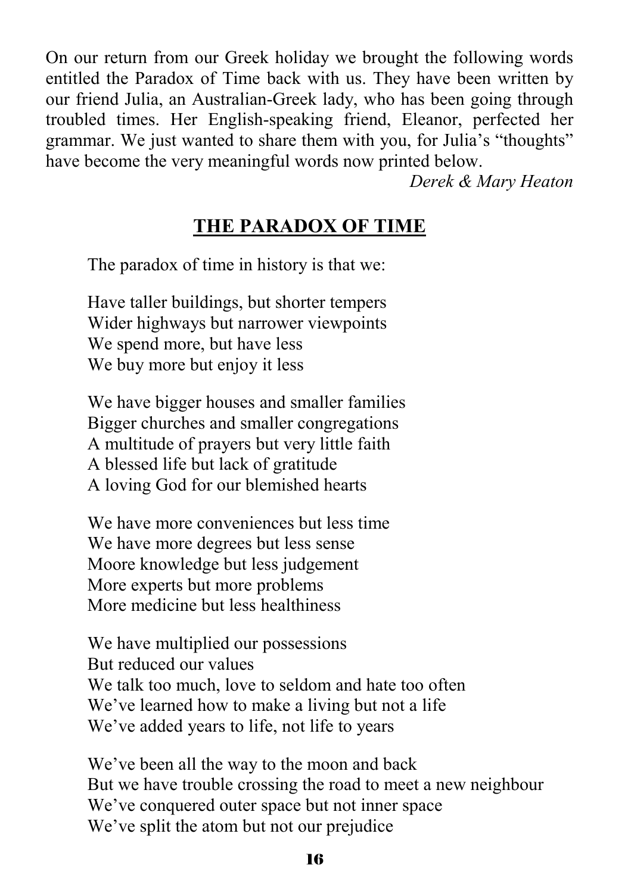On our return from our Greek holiday we brought the following words entitled the Paradox of Time back with us. They have been written by our friend Julia, an Australian-Greek lady, who has been going through troubled times. Her English-speaking friend, Eleanor, perfected her grammar. We just wanted to share them with you, for Julia's "thoughts" have become the very meaningful words now printed below.

*Derek & Mary Heaton*

## THE PARADOX OF TIME

The paradox of time in history is that we:

Have taller buildings, but shorter tempers  
Wider highways but narrower viewpoints  
We spend more, but have less  
We buy more but enjoy it less

We have bigger houses and smaller families  
Bigger churches and smaller congregations  
A multitude of prayers but very little faith  
A blessed life but lack of gratitude  
A loving God for our blemished hearts

We have more conveniences but less time  
We have more degrees but less sense  
Moore knowledge but less judgement  
More experts but more problems  
More medicine but less healthiness

We have multiplied our possessions  
But reduced our values  
We talk too much, love to seldom and hate too often  
We've learned how to make a living but not a life  
We've added years to life, not life to years

We've been all the way to the moon and back  
But we have trouble crossing the road to meet a new neighbour  
We've conquered outer space but not inner space  
We've split the atom but not our prejudice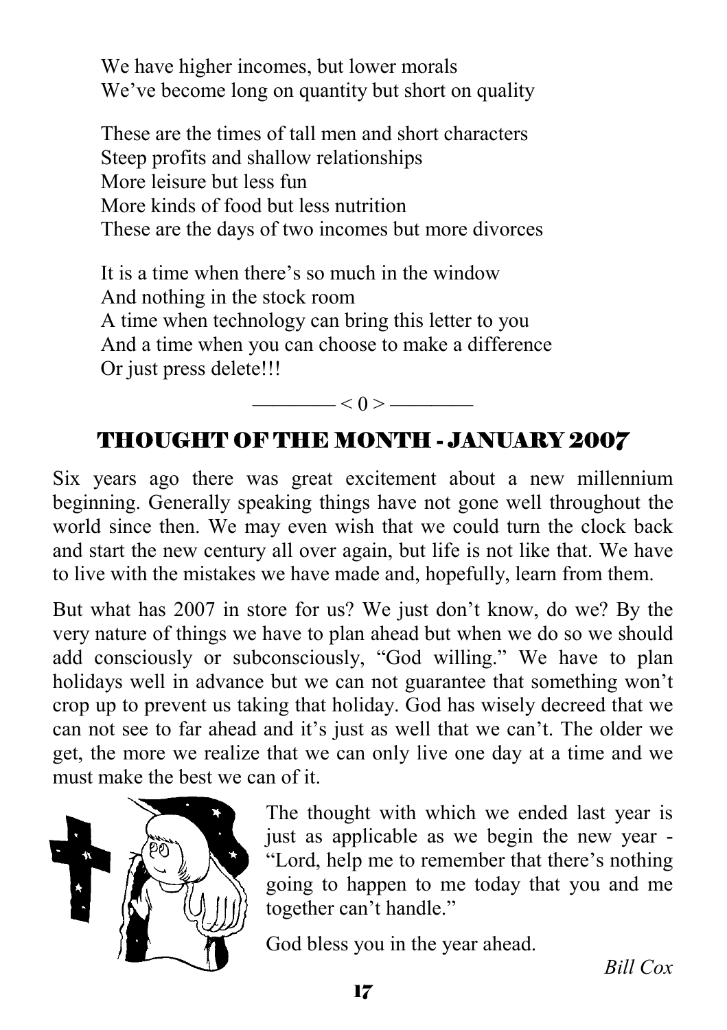We have higher incomes, but lower morals
We've become long on quantity but short on quality

These are the times of tall men and short characters
Steep profits and shallow relationships
More leisure but less fun
More kinds of food but less nutrition
These are the days of two incomes but more divorces

It is a time when there's so much in the window
And nothing in the stock room
A time when technology can bring this letter to you
And a time when you can choose to make a difference
Or just press delete!!!

———— < 0 > ————

## THOUGHT OF THE MONTH - JANUARY 2007

Six years ago there was great excitement about a new millennium beginning. Generally speaking things have not gone well throughout the world since then. We may even wish that we could turn the clock back and start the new century all over again, but life is not like that. We have to live with the mistakes we have made and, hopefully, learn from them.

But what has 2007 in store for us? We just don't know, do we? By the very nature of things we have to plan ahead but when we do so we should add consciously or subconsciously, "God willing." We have to plan holidays well in advance but we can not guarantee that something won't crop up to prevent us taking that holiday. God has wisely decreed that we can not see to far ahead and it's just as well that we can't. The older we get, the more we realize that we can only live one day at a time and we must make the best we can of it.

The thought with which we ended last year is just as applicable as we begin the new year - "Lord, help me to remember that there's nothing going to happen to me today that you and me together can't handle."

God bless you in the year ahead.

*Bill Cox*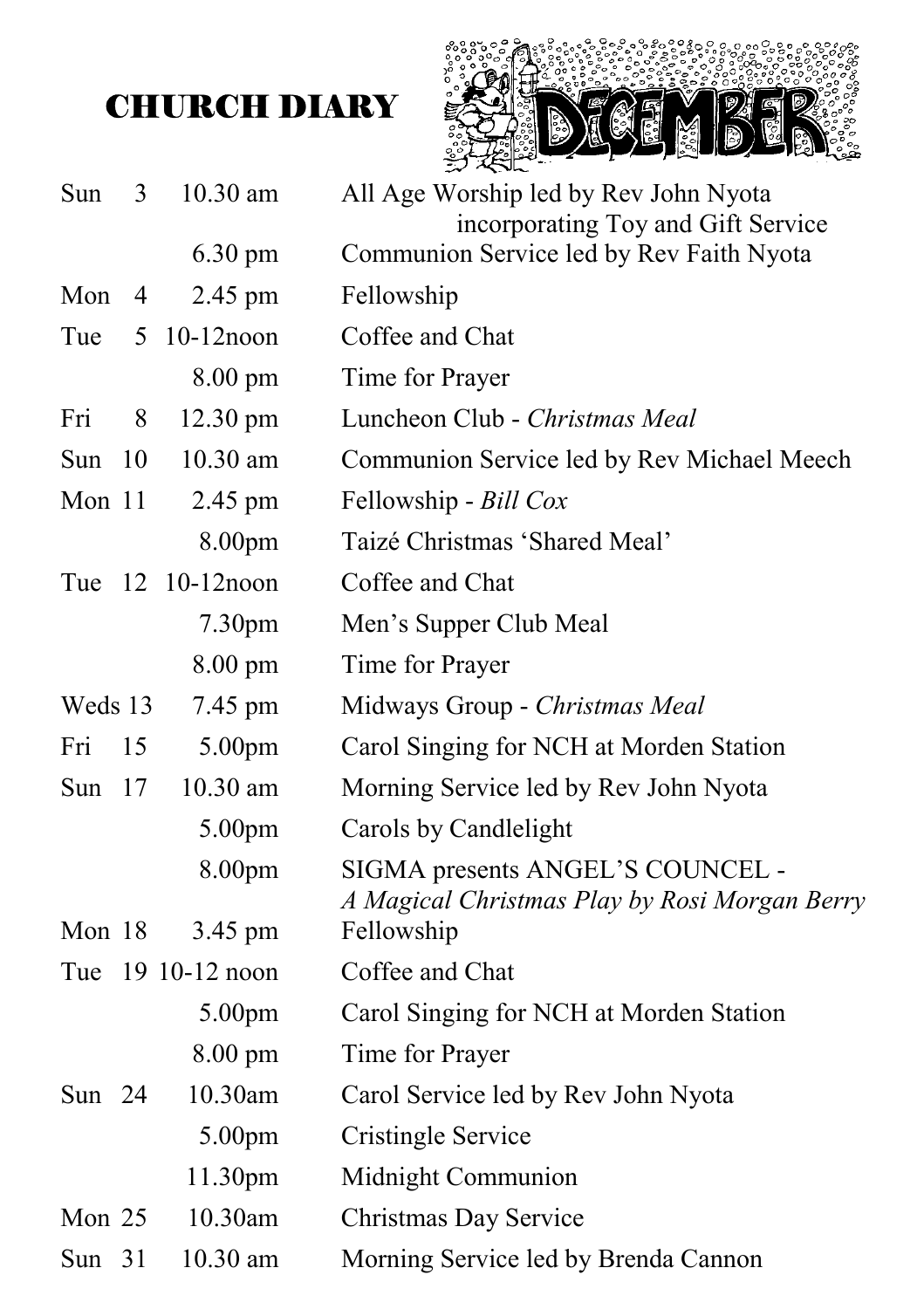# CHURCH DIARY

DECEMBER

| Day | Date | Time | Event |
|---|---|---|---|
| Sun | 3 | 10.30 am | All Age Worship led by Rev John Nyota incorporating Toy and Gift Service |
| | | 6.30 pm | Communion Service led by Rev Faith Nyota |
| Mon | 4 | 2.45 pm | Fellowship |
| Tue | 5 | 10-12noon | Coffee and Chat |
| | | 8.00 pm | Time for Prayer |
| Fri | 8 | 12.30 pm | Luncheon Club - *Christmas Meal* |
| Sun | 10 | 10.30 am | Communion Service led by Rev Michael Meech |
| Mon | 11 | 2.45 pm | Fellowship - *Bill Cox* |
| | | 8.00pm | Taizé Christmas 'Shared Meal' |
| Tue | 12 | 10-12noon | Coffee and Chat |
| | | 7.30pm | Men's Supper Club Meal |
| | | 8.00 pm | Time for Prayer |
| Weds | 13 | 7.45 pm | Midways Group - *Christmas Meal* |
| Fri | 15 | 5.00pm | Carol Singing for NCH at Morden Station |
| Sun | 17 | 10.30 am | Morning Service led by Rev John Nyota |
| | | 5.00pm | Carols by Candlelight |
| | | 8.00pm | SIGMA presents ANGEL'S COUNCEL - *A Magical Christmas Play by Rosi Morgan Berry* |
| Mon | 18 | 3.45 pm | Fellowship |
| Tue | 19 | 10-12 noon | Coffee and Chat |
| | | 5.00pm | Carol Singing for NCH at Morden Station |
| | | 8.00 pm | Time for Prayer |
| Sun | 24 | 10.30am | Carol Service led by Rev John Nyota |
| | | 5.00pm | Cristingle Service |
| | | 11.30pm | Midnight Communion |
| Mon | 25 | 10.30am | Christmas Day Service |
| Sun | 31 | 10.30 am | Morning Service led by Brenda Cannon |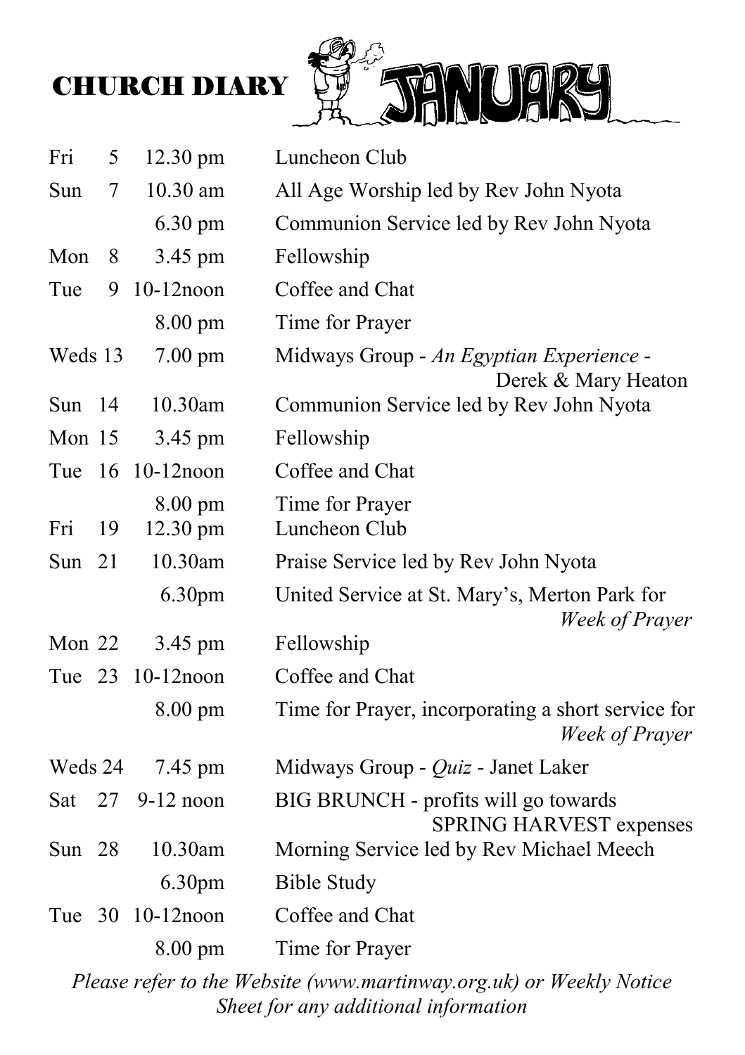# CHURCH DIARY JANUARY

| Day | Date | Time | Event |
|---|---|---|---|
| Fri | 5 | 12.30 pm | Luncheon Club |
| Sun | 7 | 10.30 am | All Age Worship led by Rev John Nyota |
| | | 6.30 pm | Communion Service led by Rev John Nyota |
| Mon | 8 | 3.45 pm | Fellowship |
| Tue | 9 | 10-12noon | Coffee and Chat |
| | | 8.00 pm | Time for Prayer |
| Weds | 13 | 7.00 pm | Midways Group - *An Egyptian Experience* - Derek & Mary Heaton |
| Sun | 14 | 10.30am | Communion Service led by Rev John Nyota |
| Mon | 15 | 3.45 pm | Fellowship |
| Tue | 16 | 10-12noon | Coffee and Chat |
| | | 8.00 pm | Time for Prayer |
| Fri | 19 | 12.30 pm | Luncheon Club |
| Sun | 21 | 10.30am | Praise Service led by Rev John Nyota |
| | | 6.30pm | United Service at St. Mary's, Merton Park for *Week of Prayer* |
| Mon | 22 | 3.45 pm | Fellowship |
| Tue | 23 | 10-12noon | Coffee and Chat |
| | | 8.00 pm | Time for Prayer, incorporating a short service for *Week of Prayer* |
| Weds | 24 | 7.45 pm | Midways Group - *Quiz* - Janet Laker |
| Sat | 27 | 9-12 noon | BIG BRUNCH - profits will go towards SPRING HARVEST expenses |
| Sun | 28 | 10.30am | Morning Service led by Rev Michael Meech |
| | | 6.30pm | Bible Study |
| Tue | 30 | 10-12noon | Coffee and Chat |
| | | 8.00 pm | Time for Prayer |

*Please refer to the Website (www.martinway.org.uk) or Weekly Notice Sheet for any additional information*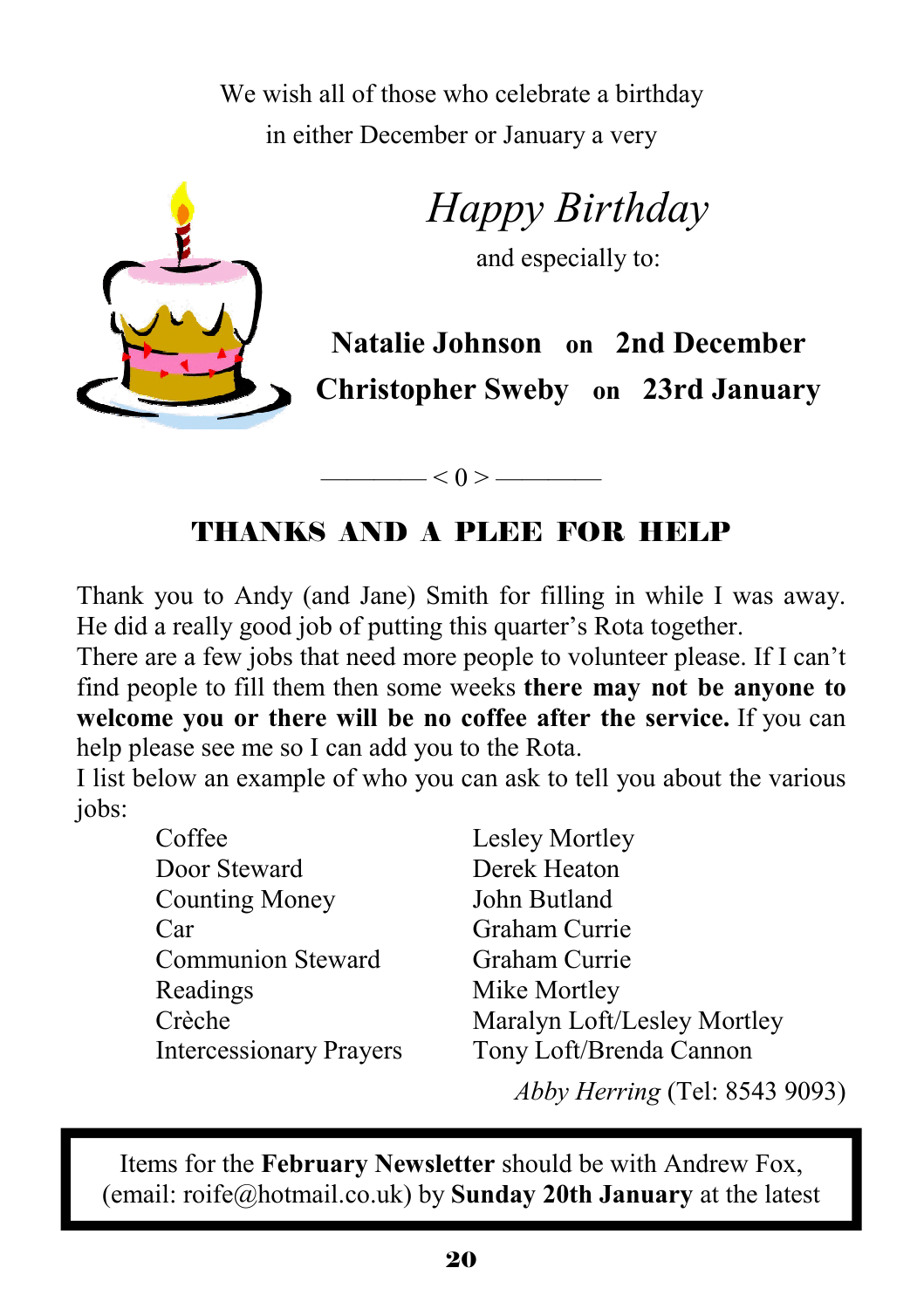We wish all of those who celebrate a birthday
in either December or January a very

*Happy Birthday*

and especially to:

**Natalie Johnson** on **2nd December**
**Christopher Sweby** on **23rd January**

———— < 0 > ————

## THANKS AND A PLEE FOR HELP

Thank you to Andy (and Jane) Smith for filling in while I was away. He did a really good job of putting this quarter's Rota together.
There are a few jobs that need more people to volunteer please. If I can't find people to fill them then some weeks **there may not be anyone to welcome you or there will be no coffee after the service.** If you can help please see me so I can add you to the Rota.
I list below an example of who you can ask to tell you about the various jobs:

| | |
|---|---|
| Coffee | Lesley Mortley |
| Door Steward | Derek Heaton |
| Counting Money | John Butland |
| Car | Graham Currie |
| Communion Steward | Graham Currie |
| Readings | Mike Mortley |
| Crèche | Maralyn Loft/Lesley Mortley |
| Intercessionary Prayers | Tony Loft/Brenda Cannon |

*Abby Herring* (Tel: 8543 9093)

Items for the **February Newsletter** should be with Andrew Fox, (email: roife@hotmail.co.uk) by **Sunday 20th January** at the latest